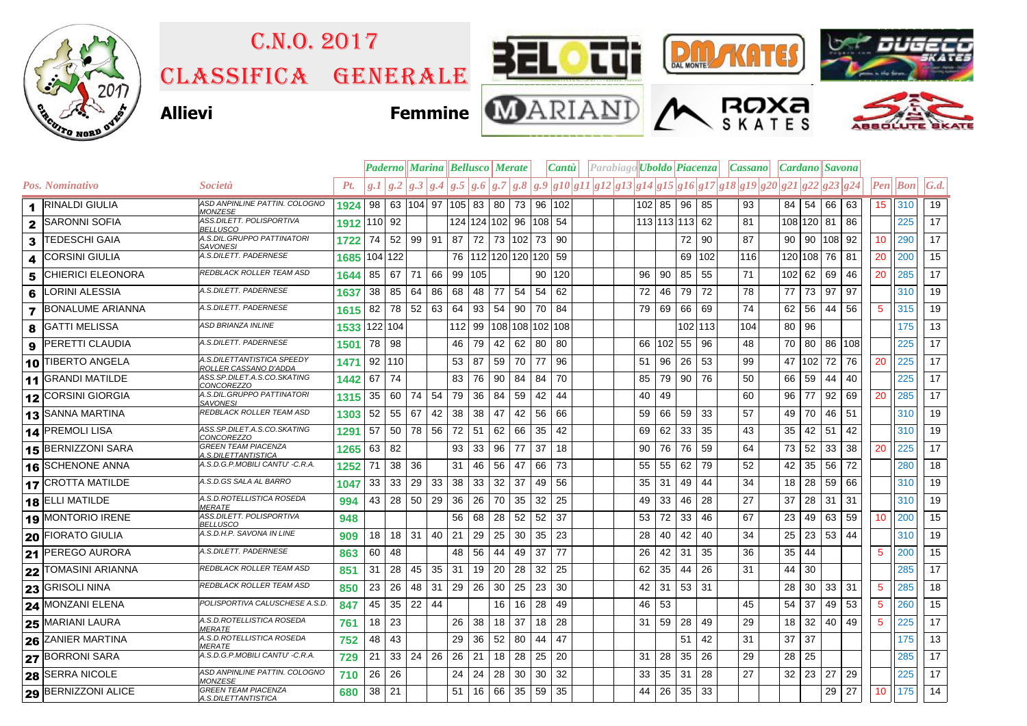# C.N.O. 2017

# Classifica Generale

**Allievi** **Femmine**

| Pos. | Nominativo | Società | Pt. | Paderno | | Marina | | Bellusco | | Merate | | Cantù | | Parabiago | | | Uboldo | | Piacenza | | | Cassano | | Cardano | | Savona | | Pen | Bon | G.d. |
|---|---|---|---|---|---|---|---|---|---|---|---|---|---|---|---|---|---|---|---|---|---|---|---|---|---|---|---|---|---|---|
| | | | | g.1 | g.2 | g.3 | g.4 | g.5 | g.6 | g.7 | g.8 | g.9 | g10 | g11 | g12 | g13 | g14 | g15 | g16 | g17 | g18 | g19 | g20 | g21 | g22 | g23 | g24 | | | |
| 1 | RINALDI GIULIA | ASD ANPINLINE PATTIN. COLOGNO MONZESE | 1924 | 98 | 63 | 104 | 97 | 105 | 83 | 80 | 73 | 96 | 102 | | | | 102 | 85 | 96 | 85 | | 93 | | 84 | 54 | 66 | 63 | 15 | 310 | 19 |
| 2 | SARONNI SOFIA | ASS.DILETT. POLISPORTIVA BELLUSCO | 1912 | 110 | 92 | | | 124 | 124 | 102 | 96 | 108 | 54 | | | | 113 | 113 | 113 | 62 | | 81 | | 108 | 120 | 81 | 86 | | 225 | 17 |
| 3 | TEDESCHI GAIA | A.S.DIL.GRUPPO PATTINATORI SAVONESI | 1722 | 74 | 52 | 99 | 91 | 87 | 72 | 73 | 102 | 73 | 90 | | | | | | 72 | 90 | | 87 | | 90 | 90 | 108 | 92 | 10 | 290 | 17 |
| 4 | CORSINI GIULIA | A.S.DILETT. PADERNESE | 1685 | 104 | 122 | | | 76 | 112 | 120 | 120 | 120 | 59 | | | | | | 69 | 102 | | 116 | | 120 | 108 | 76 | 81 | 20 | 200 | 15 |
| 5 | CHIERICI ELEONORA | REDBLACK ROLLER TEAM ASD | 1644 | 85 | 67 | 71 | 66 | 99 | 105 | | | 90 | 120 | | | | 96 | 90 | 85 | 55 | | 71 | | 102 | 62 | 69 | 46 | 20 | 285 | 17 |
| 6 | LORINI ALESSIA | A.S.DILETT. PADERNESE | 1637 | 38 | 85 | 64 | 86 | 68 | 48 | 77 | 54 | 54 | 62 | | | | 72 | 46 | 79 | 72 | | 78 | | 77 | 73 | 97 | 97 | | 310 | 19 |
| 7 | BONALUME ARIANNA | A.S.DILETT. PADERNESE | 1615 | 82 | 78 | 52 | 63 | 64 | 93 | 54 | 90 | 70 | 84 | | | | 79 | 69 | 66 | 69 | | 74 | | 62 | 56 | 44 | 56 | 5 | 315 | 19 |
| 8 | GATTI MELISSA | ASD BRIANZA INLINE | 1533 | 122 | 104 | | | 112 | 99 | 108 | 108 | 102 | 108 | | | | | | 102 | 113 | | 104 | | 80 | 96 | | | | 175 | 13 |
| 9 | PERETTI CLAUDIA | A.S.DILETT. PADERNESE | 1501 | 78 | 98 | | | 46 | 79 | 42 | 62 | 80 | 80 | | | | 66 | 102 | 55 | 96 | | 48 | | 70 | 80 | 86 | 108 | | 225 | 17 |
| 10 | TIBERTO ANGELA | A.S.DILETTANTISTICA SPEEDY ROLLER CASSANO D'ADDA | 1471 | 92 | 110 | | | 53 | 87 | 59 | 70 | 77 | 96 | | | | 51 | 96 | 26 | 53 | | 99 | | 47 | 102 | 72 | 76 | 20 | 225 | 17 |
| 11 | GRANDI MATILDE | ASS.SP.DILET.A.S.CO.SKATING CONCOREZZO | 1442 | 67 | 74 | | | 83 | 76 | 90 | 84 | 84 | 70 | | | | 85 | 79 | 90 | 76 | | 50 | | 66 | 59 | 44 | 40 | | 225 | 17 |
| 12 | CORSINI GIORGIA | A.S.DIL.GRUPPO PATTINATORI SAVONESI | 1315 | 35 | 60 | 74 | 54 | 79 | 36 | 84 | 59 | 42 | 44 | | | | 40 | 49 | | | | 60 | | 96 | 77 | 92 | 69 | 20 | 285 | 17 |
| 13 | SANNA MARTINA | REDBLACK ROLLER TEAM ASD | 1303 | 52 | 55 | 67 | 42 | 38 | 38 | 47 | 42 | 56 | 66 | | | | 59 | 66 | 59 | 33 | | 57 | | 49 | 70 | 46 | 51 | | 310 | 19 |
| 14 | PREMOLI LISA | ASS.SP.DILET.A.S.CO.SKATING CONCOREZZO | 1291 | 57 | 50 | 78 | 56 | 72 | 51 | 62 | 66 | 35 | 42 | | | | 69 | 62 | 33 | 35 | | 43 | | 35 | 42 | 51 | 42 | | 310 | 19 |
| 15 | BERNIZZONI SARA | GREEN TEAM PIACENZA A.S.DILETTANTISTICA | 1265 | 63 | 82 | | | 93 | 33 | 96 | 77 | 37 | 18 | | | | 90 | 76 | 76 | 59 | | 64 | | 73 | 52 | 33 | 38 | 20 | 225 | 17 |
| 16 | SCHENONE ANNA | A.S.D.G.P.MOBILI CANTU' -C.R.A. | 1252 | 71 | 38 | 36 | | 31 | 46 | 56 | 47 | 66 | 73 | | | | 55 | 55 | 62 | 79 | | 52 | | 42 | 35 | 56 | 72 | | 280 | 18 |
| 17 | CROTTA MATILDE | A.S.D.GS SALA AL BARRO | 1047 | 33 | 33 | 29 | 33 | 38 | 33 | 32 | 37 | 49 | 56 | | | | 35 | 31 | 49 | 44 | | 34 | | 18 | 28 | 59 | 66 | | 310 | 19 |
| 18 | ELLI MATILDE | A.S.D.ROTELLISTICA ROSEDA MERATE | 994 | 43 | 28 | 50 | 29 | 36 | 26 | 70 | 35 | 32 | 25 | | | | 49 | 33 | 46 | 28 | | 27 | | 37 | 28 | 31 | 31 | | 310 | 19 |
| 19 | MONTORIO IRENE | ASS.DILETT. POLISPORTIVA BELLUSCO | 948 | | | | | 56 | 68 | 28 | 52 | 52 | 37 | | | | 53 | 72 | 33 | 46 | | 67 | | 23 | 49 | 63 | 59 | 10 | 200 | 15 |
| 20 | FIORATO GIULIA | A.S.D.H.P. SAVONA IN LINE | 909 | 18 | 18 | 31 | 40 | 21 | 29 | 25 | 30 | 35 | 23 | | | | 28 | 40 | 42 | 40 | | 34 | | 25 | 23 | 53 | 44 | | 310 | 19 |
| 21 | PEREGO AURORA | A.S.DILETT. PADERNESE | 863 | 60 | 48 | | | 48 | 56 | 44 | 49 | 37 | 77 | | | | 26 | 42 | 31 | 35 | | 36 | | 35 | 44 | | | 5 | 200 | 15 |
| 22 | TOMASINI ARIANNA | REDBLACK ROLLER TEAM ASD | 851 | 31 | 28 | 45 | 35 | 31 | 19 | 20 | 28 | 32 | 25 | | | | 62 | 35 | 44 | 26 | | 31 | | 44 | 30 | | | | 285 | 17 |
| 23 | GRISOLI NINA | REDBLACK ROLLER TEAM ASD | 850 | 23 | 26 | 48 | 31 | 29 | 26 | 30 | 25 | 23 | 30 | | | | 42 | 31 | 53 | 31 | | | | 28 | 30 | 33 | 31 | 5 | 285 | 18 |
| 24 | MONZANI ELENA | POLISPORTIVA CALUSCHESE A.S.D. | 847 | 45 | 35 | 22 | 44 | | | 16 | 16 | 28 | 49 | | | | 46 | 53 | | | | 45 | | 54 | 37 | 49 | 53 | 5 | 260 | 15 |
| 25 | MARIANI LAURA | A.S.D.ROTELLISTICA ROSEDA MERATE | 761 | 18 | 23 | | | 26 | 38 | 18 | 37 | 18 | 28 | | | | 31 | 59 | 28 | 49 | | 29 | | 18 | 32 | 40 | 49 | 5 | 225 | 17 |
| 26 | ZANIER MARTINA | A.S.D.ROTELLISTICA ROSEDA MERATE | 752 | 48 | 43 | | | 29 | 36 | 52 | 80 | 44 | 47 | | | | | | 51 | 42 | | 31 | | 37 | 37 | | | | 175 | 13 |
| 27 | BORRONI SARA | A.S.D.G.P.MOBILI CANTU' -C.R.A. | 729 | 21 | 33 | 24 | 26 | 26 | 21 | 18 | 28 | 25 | 20 | | | | 31 | 28 | 35 | 26 | | 29 | | 28 | 25 | | | | 285 | 17 |
| 28 | SERRA NICOLE | ASD ANPINLINE PATTIN. COLOGNO MONZESE | 710 | 26 | 26 | | | 24 | 24 | 28 | 30 | 30 | 32 | | | | 33 | 35 | 31 | 28 | | 27 | | 32 | 23 | 27 | 29 | | 225 | 17 |
| 29 | BERNIZZONI ALICE | GREEN TEAM PIACENZA A.S.DILETTANTISTICA | 680 | 38 | 21 | | | 51 | 16 | 66 | 35 | 59 | 35 | | | | 44 | 26 | 35 | 33 | | | | | | 29 | 27 | 10 | 175 | 14 |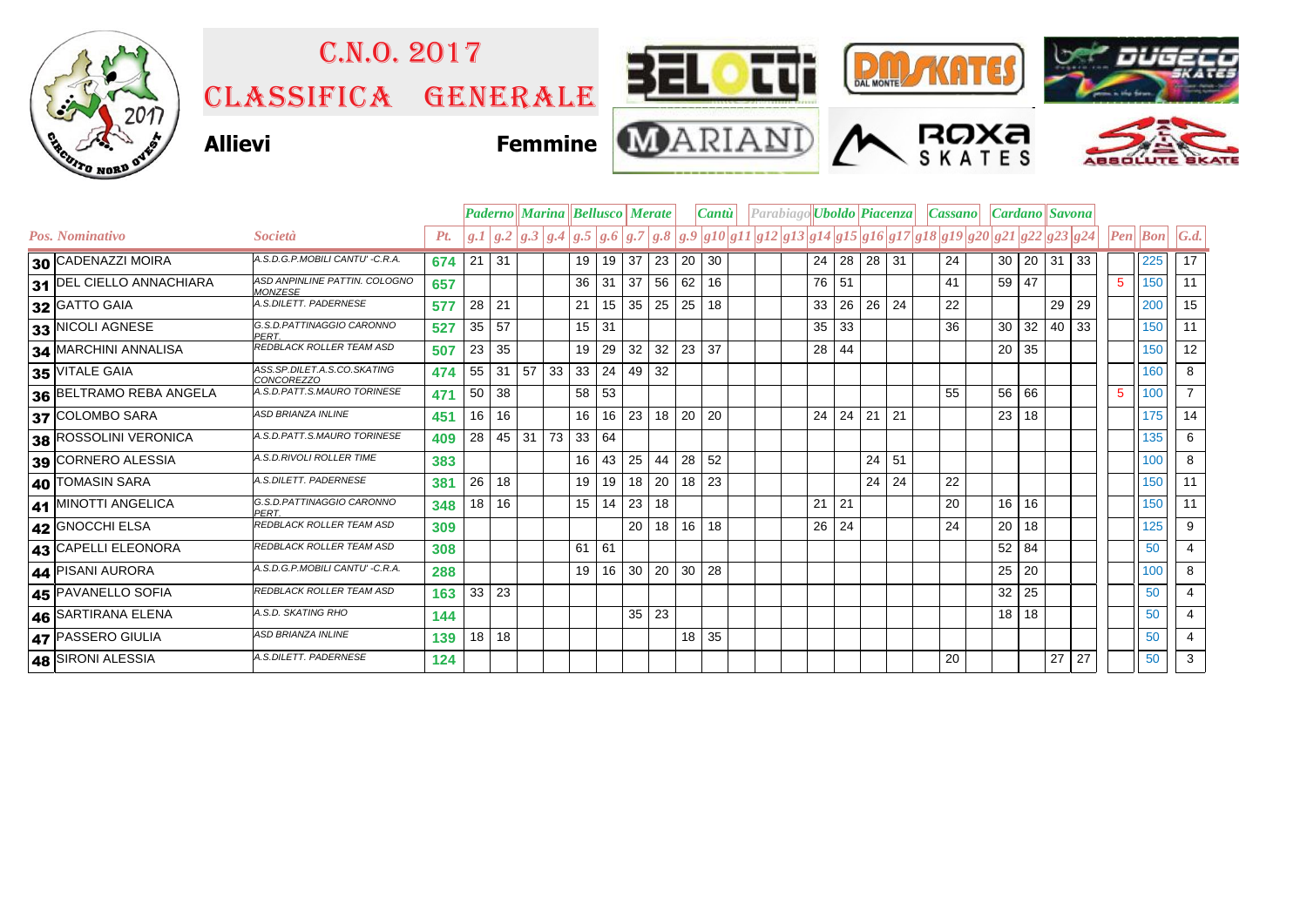# C.N.O. 2017

# Classifica Generale

**Allievi** **Femmine**

| | | | | Paderno | | Marina | | Bellusco | | Merate | | Cantù | | | Parabiago | | Uboldo | | Piacenza | | | Cassano | | Cardano | | Savona | | | | |
|---|---|---|---|---|---|---|---|---|---|---|---|---|---|---|---|---|---|---|---|---|---|---|---|---|---|---|---|---|---|---|
| Pos. | Nominativo | Società | Pt. | g.1 | g.2 | g.3 | g.4 | g.5 | g.6 | g.7 | g.8 | g.9 | g10 | g11 | g12 | g13 | g14 | g15 | g16 | g17 | g18 | g19 | g20 | g21 | g22 | g23 | g24 | Pen | Bon | G.d. |
| 30 | CADENAZZI MOIRA | A.S.D.G.P.MOBILI CANTU' -C.R.A. | 674 | 21 | 31 | | | 19 | 19 | 37 | 23 | 20 | 30 | | | | 24 | 28 | 28 | 31 | | 24 | | 30 | 20 | 31 | 33 | | 225 | 17 |
| 31 | DEL CIELLO ANNACHIARA | ASD ANPINLINE PATTIN. COLOGNO MONZESE | 657 | | | | | 36 | 31 | 37 | 56 | 62 | 16 | | | | 76 | 51 | | | | 41 | | 59 | 47 | | | 5 | 150 | 11 |
| 32 | GATTO GAIA | A.S.DILETT. PADERNESE | 577 | 28 | 21 | | | 21 | 15 | 35 | 25 | 25 | 18 | | | | 33 | 26 | 26 | 24 | | 22 | | | | 29 | 29 | | 200 | 15 |
| 33 | NICOLI AGNESE | G.S.D.PATTINAGGIO CARONNO PERT. | 527 | 35 | 57 | | | 15 | 31 | | | | | | | | 35 | 33 | | | | 36 | | 30 | 32 | 40 | 33 | | 150 | 11 |
| 34 | MARCHINI ANNALISA | REDBLACK ROLLER TEAM ASD | 507 | 23 | 35 | | | 19 | 29 | 32 | 32 | 23 | 37 | | | | 28 | 44 | | | | | | 20 | 35 | | | | 150 | 12 |
| 35 | VITALE GAIA | ASS.SP.DILET.A.S.CO.SKATING CONCOREZZO | 474 | 55 | 31 | 57 | 33 | 33 | 24 | 49 | 32 | | | | | | | | | | | | | | | | | | 160 | 8 |
| 36 | BELTRAMO REBA ANGELA | A.S.D.PATT.S.MAURO TORINESE | 471 | 50 | 38 | | | 58 | 53 | | | | | | | | | | | | | 55 | | 56 | 66 | | | 5 | 100 | 7 |
| 37 | COLOMBO SARA | ASD BRIANZA INLINE | 451 | 16 | 16 | | | 16 | 16 | 23 | 18 | 20 | 20 | | | | 24 | 24 | 21 | 21 | | | | 23 | 18 | | | | 175 | 14 |
| 38 | ROSSOLINI VERONICA | A.S.D.PATT.S.MAURO TORINESE | 409 | 28 | 45 | 31 | 73 | 33 | 64 | | | | | | | | | | | | | | | | | | | | 135 | 6 |
| 39 | CORNERO ALESSIA | A.S.D.RIVOLI ROLLER TIME | 383 | | | | | 16 | 43 | 25 | 44 | 28 | 52 | | | | | | 24 | 51 | | | | | | | | | 100 | 8 |
| 40 | TOMASIN SARA | A.S.DILETT. PADERNESE | 381 | 26 | 18 | | | 19 | 19 | 18 | 20 | 18 | 23 | | | | | | 24 | 24 | | 22 | | | | | | | 150 | 11 |
| 41 | MINOTTI ANGELICA | G.S.D.PATTINAGGIO CARONNO PERT. | 348 | 18 | 16 | | | 15 | 14 | 23 | 18 | | | | | | 21 | 21 | | | | 20 | | 16 | 16 | | | | 150 | 11 |
| 42 | GNOCCHI ELSA | REDBLACK ROLLER TEAM ASD | 309 | | | | | | | 20 | 18 | 16 | 18 | | | | 26 | 24 | | | | 24 | | 20 | 18 | | | | 125 | 9 |
| 43 | CAPELLI ELEONORA | REDBLACK ROLLER TEAM ASD | 308 | | | | | 61 | 61 | | | | | | | | | | | | | | | 52 | 84 | | | | 50 | 4 |
| 44 | PISANI AURORA | A.S.D.G.P.MOBILI CANTU' -C.R.A. | 288 | | | | | 19 | 16 | 30 | 20 | 30 | 28 | | | | | | | | | | | 25 | 20 | | | | 100 | 8 |
| 45 | PAVANELLO SOFIA | REDBLACK ROLLER TEAM ASD | 163 | 33 | 23 | | | | | | | | | | | | | | | | | | | 32 | 25 | | | | 50 | 4 |
| 46 | SARTIRANA ELENA | A.S.D. SKATING RHO | 144 | | | | | | | 35 | 23 | | | | | | | | | | | | | 18 | 18 | | | | 50 | 4 |
| 47 | PASSERO GIULIA | ASD BRIANZA INLINE | 139 | 18 | 18 | | | | | | | 18 | 35 | | | | | | | | | | | | | | | | 50 | 4 |
| 48 | SIRONI ALESSIA | A.S.DILETT. PADERNESE | 124 | | | | | | | | | | | | | | | | | | | 20 | | | | 27 | 27 | | 50 | 3 |